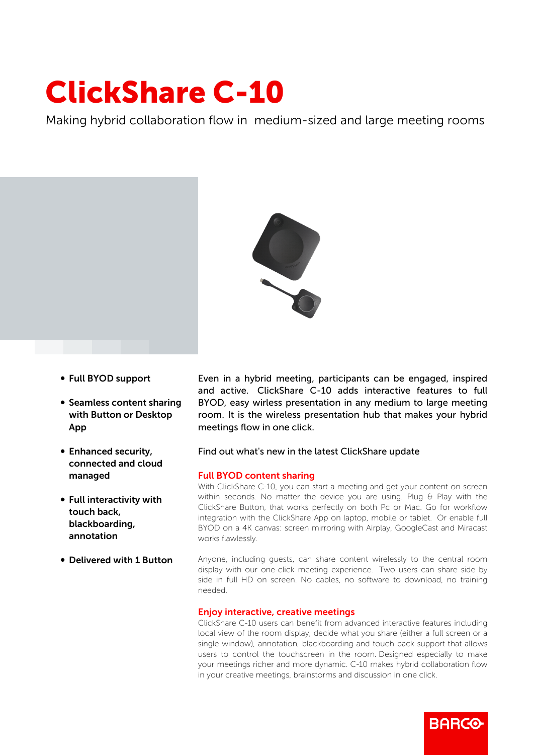# ClickShare C-10

Making hybrid collaboration flow in  medium-sized and large meeting rooms

- **Full BYOD support**
- **Seamless content sharing with Button or Desktop App**
- **Enhanced security, connected and cloud managed**
- **Full interactivity with touch back, blackboarding, annotation**
- **Delivered with 1 Button**

Even in a hybrid meeting, participants can be engaged, inspired and active.  ClickShare C-10 adds interactive features to full BYOD, easy wirless presentation in any medium to large meeting room. It is the wireless presentation hub that makes your hybrid meetings flow in one click.

Find out what's new in the latest ClickShare update

## Full BYOD content sharing

With ClickShare C-10, you can start a meeting and get your content on screen within seconds. No matter the device you are using. Plug & Play with the ClickShare Button, that works perfectly on both Pc or Mac. Go for workflow integration with the ClickShare App on laptop, mobile or tablet.  Or enable full BYOD on a 4K canvas: screen mirroring with Airplay, GoogleCast and Miracast works flawlessly.

Anyone, including guests, can share content wirelessly to the central room display with our one-click meeting experience.  Two users can share side by side in full HD on screen. No cables, no software to download, no training needed.

## Enjoy interactive, creative meetings

ClickShare C-10 users can benefit from advanced interactive features including local view of the room display, decide what you share (either a full screen or a single window), annotation, blackboarding and touch back support that allows users to control the touchscreen in the room. Designed especially to make your meetings richer and more dynamic. C-10 makes hybrid collaboration flow in your creative meetings, brainstorms and discussion in one click.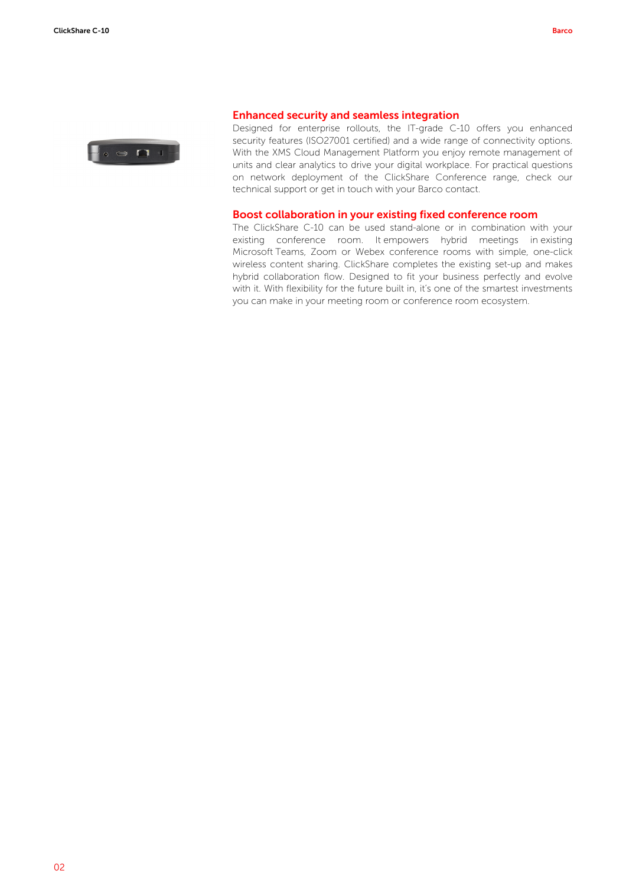## Enhanced security and seamless integration

Designed for enterprise rollouts, the IT-grade C-10 offers you enhanced security features (ISO27001 certified) and a wide range of connectivity options. With the XMS Cloud Management Platform you enjoy remote management of units and clear analytics to drive your digital workplace. For practical questions on network deployment of the ClickShare Conference range, check our technical support or get in touch with your Barco contact.

## Boost collaboration in your existing fixed conference room

The ClickShare C-10 can be used stand-alone or in combination with your existing conference room. It empowers hybrid meetings in existing Microsoft Teams, Zoom or Webex conference rooms with simple, one-click wireless content sharing. ClickShare completes the existing set-up and makes hybrid collaboration flow. Designed to fit your business perfectly and evolve with it. With flexibility for the future built in, it's one of the smartest investments you can make in your meeting room or conference room ecosystem.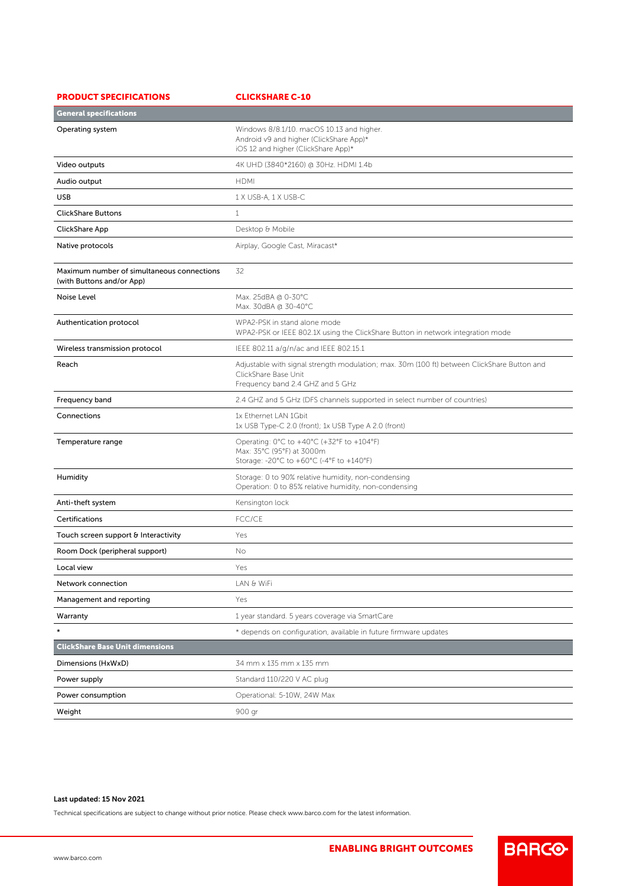| PRODUCT SPECIFICATIONS | CLICKSHARE C-10 |
|---|---|
| **General specifications** | |
| Operating system | Windows 8/8.1/10. macOS 10.13 and higher.<br>Android v9 and higher (ClickShare App)*<br>iOS 12 and higher (ClickShare App)* |
| Video outputs | 4K UHD (3840*2160) @ 30Hz. HDMI 1.4b |
| Audio output | HDMI |
| USB | 1 X USB-A, 1 X USB-C |
| ClickShare Buttons | 1 |
| ClickShare App | Desktop & Mobile |
| Native protocols | Airplay, Google Cast, Miracast* |
| Maximum number of simultaneous connections (with Buttons and/or App) | 32 |
| Noise Level | Max. 25dBA @ 0-30°C<br>Max. 30dBA @ 30-40°C |
| Authentication protocol | WPA2-PSK in stand alone mode<br>WPA2-PSK or IEEE 802.1X using the ClickShare Button in network integration mode |
| Wireless transmission protocol | IEEE 802.11 a/g/n/ac and IEEE 802.15.1 |
| Reach | Adjustable with signal strength modulation; max. 30m (100 ft) between ClickShare Button and ClickShare Base Unit<br>Frequency band 2.4 GHZ and 5 GHz |
| Frequency band | 2.4 GHZ and 5 GHz (DFS channels supported in select number of countries) |
| Connections | 1x Ethernet LAN 1Gbit<br>1x USB Type-C 2.0 (front); 1x USB Type A 2.0 (front) |
| Temperature range | Operating: 0°C to +40°C (+32°F to +104°F)<br>Max: 35°C (95°F) at 3000m<br>Storage: -20°C to +60°C (-4°F to +140°F) |
| Humidity | Storage: 0 to 90% relative humidity, non-condensing<br>Operation: 0 to 85% relative humidity, non-condensing |
| Anti-theft system | Kensington lock |
| Certifications | FCC/CE |
| Touch screen support & Interactivity | Yes |
| Room Dock (peripheral support) | No |
| Local view | Yes |
| Network connection | LAN & WiFi |
| Management and reporting | Yes |
| Warranty | 1 year standard. 5 years coverage via SmartCare |
| * | * depends on configuration, available in future firmware updates |
| **ClickShare Base Unit dimensions** | |
| Dimensions (HxWxD) | 34 mm x 135 mm x 135 mm |
| Power supply | Standard 110/220 V AC plug |
| Power consumption | Operational: 5-10W, 24W Max |
| Weight | 900 gr |

**Last updated: 15 Nov 2021**

Technical specifications are subject to change without prior notice. Please check www.barco.com for the latest information.

www.barco.com

ENABLING BRIGHT OUTCOMES

BARCO